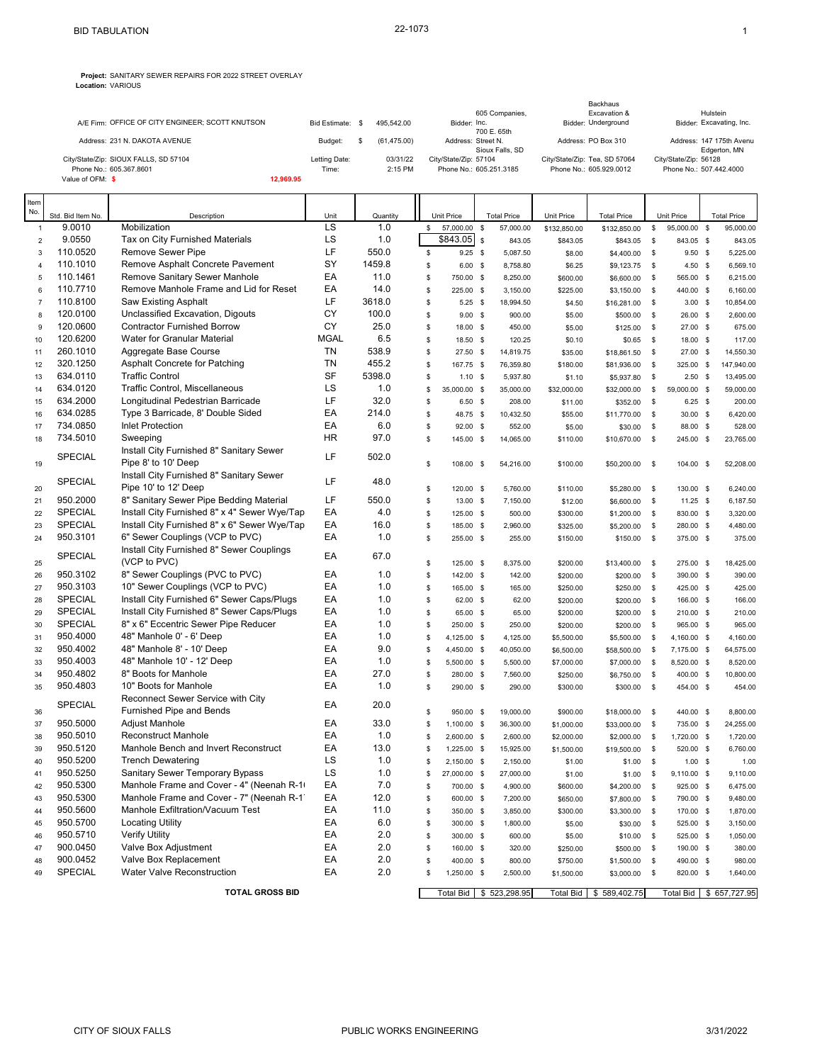# BID TABULATION

22-1073

**Project:** SANITARY SEWER REPAIRS FOR 2022 STREET OVERLAY
**Location:** VARIOUS

| | | | | | |
|---|---|---|---|---|---|
| A/E Firm: OFFICE OF CITY ENGINEER; SCOTT KNUTSON | Bid Estimate: $ 495,542.00 | Bidder: 605 Companies, Inc. | Bidder: Backhaus Excavation & Underground | Bidder: Hulstein Excavating, Inc. |
| Address: 231 N. DAKOTA AVENUE | Budget: $ (61,475.00) | Address: 700 E. 65th Street N. | Address: PO Box 310 | Address: 147 175th Avenu |
| City/State/Zip: SIOUX FALLS, SD 57104 | Letting Date: 03/31/22 | City/State/Zip: Sioux Falls, SD 57104 | City/State/Zip: Tea, SD 57064 | City/State/Zip: Edgerton, MN 56128 |
| Phone No.: 605.367.8601 | Time: 2:15 PM | Phone No.: 605.251.3185 | Phone No.: 605.929.0012 | Phone No.: 507.442.4000 |
| Value of OFM: $ 12,969.95 | | | | |

| Item No. | Std. Bid Item No. | Description | Unit | Quantity | 605 Companies Unit Price | 605 Companies Total Price | Backhaus Unit Price | Backhaus Total Price | Hulstein Unit Price | Hulstein Total Price |
|---|---|---|---|---|---|---|---|---|---|---|
| 1 | 9.0010 | Mobilization | LS | 1.0 | $ 57,000.00 | $ 57,000.00 | $132,850.00 | $132,850.00 | $ 95,000.00 | $ 95,000.00 |
| 2 | 9.0550 | Tax on City Furnished Materials | LS | 1.0 | $843.05 | $ 843.05 | $843.05 | $843.05 | $ 843.05 | $ 843.05 |
| 3 | 110.0520 | Remove Sewer Pipe | LF | 550.0 | $ 9.25 | $ 5,087.50 | $8.00 | $4,400.00 | $ 9.50 | $ 5,225.00 |
| 4 | 110.1010 | Remove Asphalt Concrete Pavement | SY | 1459.8 | $ 6.00 | $ 8,758.80 | $6.25 | $9,123.75 | $ 4.50 | $ 6,569.10 |
| 5 | 110.1461 | Remove Sanitary Sewer Manhole | EA | 11.0 | $ 750.00 | $ 8,250.00 | $600.00 | $6,600.00 | $ 565.00 | $ 6,215.00 |
| 6 | 110.7710 | Remove Manhole Frame and Lid for Reset | EA | 14.0 | $ 225.00 | $ 3,150.00 | $225.00 | $3,150.00 | $ 440.00 | $ 6,160.00 |
| 7 | 110.8100 | Saw Existing Asphalt | LF | 3618.0 | $ 5.25 | $ 18,994.50 | $4.50 | $16,281.00 | $ 3.00 | $ 10,854.00 |
| 8 | 120.0100 | Unclassified Excavation, Digouts | CY | 100.0 | $ 9.00 | $ 900.00 | $5.00 | $500.00 | $ 26.00 | $ 2,600.00 |
| 9 | 120.0600 | Contractor Furnished Borrow | CY | 25.0 | $ 18.00 | $ 450.00 | $5.00 | $125.00 | $ 27.00 | $ 675.00 |
| 10 | 120.6200 | Water for Granular Material | MGAL | 6.5 | $ 18.50 | $ 120.25 | $0.10 | $0.65 | $ 18.00 | $ 117.00 |
| 11 | 260.1010 | Aggregate Base Course | TN | 538.9 | $ 27.50 | $ 14,819.75 | $35.00 | $18,861.50 | $ 27.00 | $ 14,550.30 |
| 12 | 320.1250 | Asphalt Concrete for Patching | TN | 455.2 | $ 167.75 | $ 76,359.80 | $180.00 | $81,936.00 | $ 325.00 | $ 147,940.00 |
| 13 | 634.0110 | Traffic Control | SF | 5398.0 | $ 1.10 | $ 5,937.80 | $1.10 | $5,937.80 | $ 2.50 | $ 13,495.00 |
| 14 | 634.0120 | Traffic Control, Miscellaneous | LS | 1.0 | $ 35,000.00 | $ 35,000.00 | $32,000.00 | $32,000.00 | $ 59,000.00 | $ 59,000.00 |
| 15 | 634.2000 | Longitudinal Pedestrian Barricade | LF | 32.0 | $ 6.50 | $ 208.00 | $11.00 | $352.00 | $ 6.25 | $ 200.00 |
| 16 | 634.0285 | Type 3 Barricade, 8' Double Sided | EA | 214.0 | $ 48.75 | $ 10,432.50 | $55.00 | $11,770.00 | $ 30.00 | $ 6,420.00 |
| 17 | 734.0850 | Inlet Protection | EA | 6.0 | $ 92.00 | $ 552.00 | $5.00 | $30.00 | $ 88.00 | $ 528.00 |
| 18 | 734.5010 | Sweeping | HR | 97.0 | $ 145.00 | $ 14,065.00 | $110.00 | $10,670.00 | $ 245.00 | $ 23,765.00 |
| 19 | SPECIAL | Install City Furnished 8" Sanitary Sewer Pipe 8' to 10' Deep | LF | 502.0 | $ 108.00 | $ 54,216.00 | $100.00 | $50,200.00 | $ 104.00 | $ 52,208.00 |
| 20 | SPECIAL | Install City Furnished 8" Sanitary Sewer Pipe 10' to 12' Deep | LF | 48.0 | $ 120.00 | $ 5,760.00 | $110.00 | $5,280.00 | $ 130.00 | $ 6,240.00 |
| 21 | 950.2000 | 8" Sanitary Sewer Pipe Bedding Material | LF | 550.0 | $ 13.00 | $ 7,150.00 | $12.00 | $6,600.00 | $ 11.25 | $ 6,187.50 |
| 22 | SPECIAL | Install City Furnished 8" x 4" Sewer Wye/Tap | EA | 4.0 | $ 125.00 | $ 500.00 | $300.00 | $1,200.00 | $ 830.00 | $ 3,320.00 |
| 23 | SPECIAL | Install City Furnished 8" x 6" Sewer Wye/Tap | EA | 16.0 | $ 185.00 | $ 2,960.00 | $325.00 | $5,200.00 | $ 280.00 | $ 4,480.00 |
| 24 | 950.3101 | 6" Sewer Couplings (VCP to PVC) | EA | 1.0 | $ 255.00 | $ 255.00 | $150.00 | $150.00 | $ 375.00 | $ 375.00 |
| 25 | SPECIAL | Install City Furnished 8" Sewer Couplings (VCP to PVC) | EA | 67.0 | $ 125.00 | $ 8,375.00 | $200.00 | $13,400.00 | $ 275.00 | $ 18,425.00 |
| 26 | 950.3102 | 8" Sewer Couplings (PVC to PVC) | EA | 1.0 | $ 142.00 | $ 142.00 | $200.00 | $200.00 | $ 390.00 | $ 390.00 |
| 27 | 950.3103 | 10" Sewer Couplings (VCP to PVC) | EA | 1.0 | $ 165.00 | $ 165.00 | $250.00 | $250.00 | $ 425.00 | $ 425.00 |
| 28 | SPECIAL | Install City Furnished 6" Sewer Caps/Plugs | EA | 1.0 | $ 62.00 | $ 62.00 | $200.00 | $200.00 | $ 166.00 | $ 166.00 |
| 29 | SPECIAL | Install City Furnished 8" Sewer Caps/Plugs | EA | 1.0 | $ 65.00 | $ 65.00 | $200.00 | $200.00 | $ 210.00 | $ 210.00 |
| 30 | SPECIAL | 8" x 6" Eccentric Sewer Pipe Reducer | EA | 1.0 | $ 250.00 | $ 250.00 | $200.00 | $200.00 | $ 965.00 | $ 965.00 |
| 31 | 950.4000 | 48" Manhole 0' - 6' Deep | EA | 1.0 | $ 4,125.00 | $ 4,125.00 | $5,500.00 | $5,500.00 | $ 4,160.00 | $ 4,160.00 |
| 32 | 950.4002 | 48" Manhole 8' - 10' Deep | EA | 9.0 | $ 4,450.00 | $ 40,050.00 | $6,500.00 | $58,500.00 | $ 7,175.00 | $ 64,575.00 |
| 33 | 950.4003 | 48" Manhole 10' - 12' Deep | EA | 1.0 | $ 5,500.00 | $ 5,500.00 | $7,000.00 | $7,000.00 | $ 8,520.00 | $ 8,520.00 |
| 34 | 950.4802 | 8" Boots for Manhole | EA | 27.0 | $ 280.00 | $ 7,560.00 | $250.00 | $6,750.00 | $ 400.00 | $ 10,800.00 |
| 35 | 950.4803 | 10" Boots for Manhole | EA | 1.0 | $ 290.00 | $ 290.00 | $300.00 | $300.00 | $ 454.00 | $ 454.00 |
| 36 | SPECIAL | Reconnect Sewer Service with City Furnished Pipe and Bends | EA | 20.0 | $ 950.00 | $ 19,000.00 | $900.00 | $18,000.00 | $ 440.00 | $ 8,800.00 |
| 37 | 950.5000 | Adjust Manhole | EA | 33.0 | $ 1,100.00 | $ 36,300.00 | $1,000.00 | $33,000.00 | $ 735.00 | $ 24,255.00 |
| 38 | 950.5010 | Reconstruct Manhole | EA | 1.0 | $ 2,600.00 | $ 2,600.00 | $2,000.00 | $2,000.00 | $ 1,720.00 | $ 1,720.00 |
| 39 | 950.5120 | Manhole Bench and Invert Reconstruct | EA | 13.0 | $ 1,225.00 | $ 15,925.00 | $1,500.00 | $19,500.00 | $ 520.00 | $ 6,760.00 |
| 40 | 950.5200 | Trench Dewatering | LS | 1.0 | $ 2,150.00 | $ 2,150.00 | $1.00 | $1.00 | $ 1.00 | $ 1.00 |
| 41 | 950.5250 | Sanitary Sewer Temporary Bypass | LS | 1.0 | $ 27,000.00 | $ 27,000.00 | $1.00 | $1.00 | $ 9,110.00 | $ 9,110.00 |
| 42 | 950.5300 | Manhole Frame and Cover - 4" (Neenah R-1( | EA | 7.0 | $ 700.00 | $ 4,900.00 | $600.00 | $4,200.00 | $ 925.00 | $ 6,475.00 |
| 43 | 950.5300 | Manhole Frame and Cover - 7" (Neenah R-1 | EA | 12.0 | $ 600.00 | $ 7,200.00 | $650.00 | $7,800.00 | $ 790.00 | $ 9,480.00 |
| 44 | 950.5600 | Manhole Exfiltration/Vacuum Test | EA | 11.0 | $ 350.00 | $ 3,850.00 | $300.00 | $3,300.00 | $ 170.00 | $ 1,870.00 |
| 45 | 950.5700 | Locating Utility | EA | 6.0 | $ 300.00 | $ 1,800.00 | $5.00 | $30.00 | $ 525.00 | $ 3,150.00 |
| 46 | 950.5710 | Verify Utility | EA | 2.0 | $ 300.00 | $ 600.00 | $5.00 | $10.00 | $ 525.00 | $ 1,050.00 |
| 47 | 900.0450 | Valve Box Adjustment | EA | 2.0 | $ 160.00 | $ 320.00 | $250.00 | $500.00 | $ 190.00 | $ 380.00 |
| 48 | 900.0452 | Valve Box Replacement | EA | 2.0 | $ 400.00 | $ 800.00 | $750.00 | $1,500.00 | $ 490.00 | $ 980.00 |
| 49 | SPECIAL | Water Valve Reconstruction | EA | 2.0 | $ 1,250.00 | $ 2,500.00 | $1,500.00 | $3,000.00 | $ 820.00 | $ 1,640.00 |
| | | **TOTAL GROSS BID** | | | Total Bid | $ 523,298.95 | Total Bid | $ 589,402.75 | Total Bid | $ 657,727.95 |

CITY OF SIOUX FALLS — PUBLIC WORKS ENGINEERING — 3/31/2022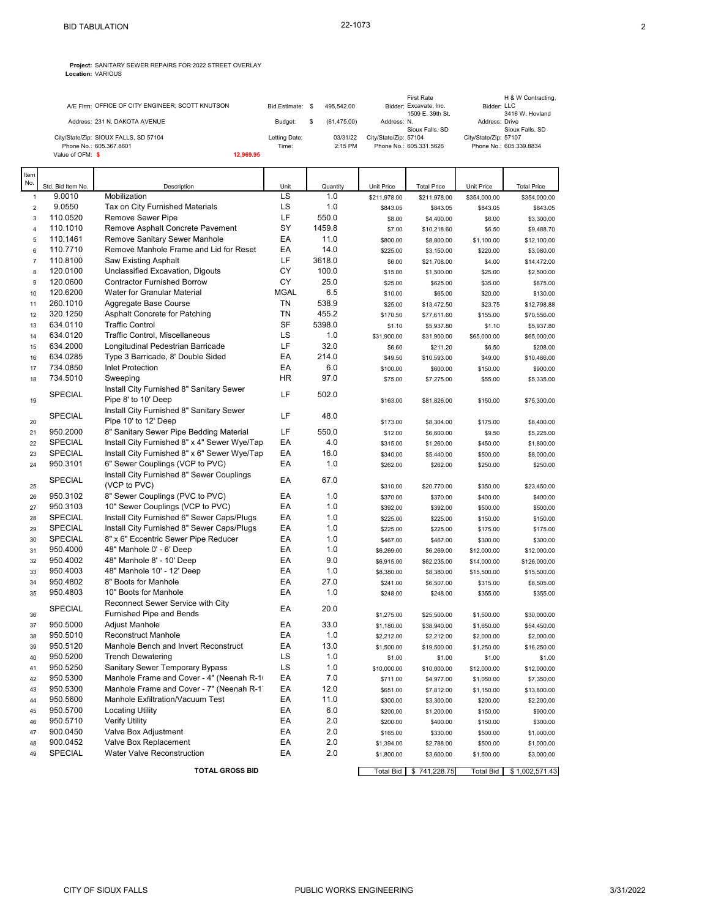BID TABULATION

22-1073

**Project:** SANITARY SEWER REPAIRS FOR 2022 STREET OVERLAY
**Location:** VARIOUS

| | | | | | |
|---|---|---|---|---|---|
| A/E Firm: OFFICE OF CITY ENGINEER; SCOTT KNUTSON | Bid Estimate: $ 495,542.00 | Bidder: First Rate Excavate, Inc. | | Bidder: H & W Contracting, LLC | |
| Address: 231 N. DAKOTA AVENUE | Budget: $ (61,475.00) | Address: 1509 E. 39th St. N. | | Address: 3416 W. Hovland Drive | |
| City/State/Zip: SIOUX FALLS, SD 57104 | Letting Date: 03/31/22 | City/State/Zip: Sioux Falls, SD 57104 | | City/State/Zip: Sioux Falls, SD 57107 | |
| Phone No.: 605.367.8601 | Time: 2:15 PM | Phone No.: 605.331.5626 | | Phone No.: 605.339.8834 | |
| Value of OFM: $ 12,969.95 | | | | | |

| Item No. | Std. Bid Item No. | Description | Unit | Quantity | Unit Price | Total Price | Unit Price | Total Price |
|---|---|---|---|---|---|---|---|---|
| 1 | 9.0010 | Mobilization | LS | 1.0 | $211,978.00 | $211,978.00 | $354,000.00 | $354,000.00 |
| 2 | 9.0550 | Tax on City Furnished Materials | LS | 1.0 | $843.05 | $843.05 | $843.05 | $843.05 |
| 3 | 110.0520 | Remove Sewer Pipe | LF | 550.0 | $8.00 | $4,400.00 | $6.00 | $3,300.00 |
| 4 | 110.1010 | Remove Asphalt Concrete Pavement | SY | 1459.8 | $7.00 | $10,218.60 | $6.50 | $9,488.70 |
| 5 | 110.1461 | Remove Sanitary Sewer Manhole | EA | 11.0 | $800.00 | $8,800.00 | $1,100.00 | $12,100.00 |
| 6 | 110.7710 | Remove Manhole Frame and Lid for Reset | EA | 14.0 | $225.00 | $3,150.00 | $220.00 | $3,080.00 |
| 7 | 110.8100 | Saw Existing Asphalt | LF | 3618.0 | $6.00 | $21,708.00 | $4.00 | $14,472.00 |
| 8 | 120.0100 | Unclassified Excavation, Digouts | CY | 100.0 | $15.00 | $1,500.00 | $25.00 | $2,500.00 |
| 9 | 120.0600 | Contractor Furnished Borrow | CY | 25.0 | $25.00 | $625.00 | $35.00 | $875.00 |
| 10 | 120.6200 | Water for Granular Material | MGAL | 6.5 | $10.00 | $65.00 | $20.00 | $130.00 |
| 11 | 260.1010 | Aggregate Base Course | TN | 538.9 | $25.00 | $13,472.50 | $23.75 | $12,798.88 |
| 12 | 320.1250 | Asphalt Concrete for Patching | TN | 455.2 | $170.50 | $77,611.60 | $155.00 | $70,556.00 |
| 13 | 634.0110 | Traffic Control | SF | 5398.0 | $1.10 | $5,937.80 | $1.10 | $5,937.80 |
| 14 | 634.0120 | Traffic Control, Miscellaneous | LS | 1.0 | $31,900.00 | $31,900.00 | $65,000.00 | $65,000.00 |
| 15 | 634.2000 | Longitudinal Pedestrian Barricade | LF | 32.0 | $6.60 | $211.20 | $6.50 | $208.00 |
| 16 | 634.0285 | Type 3 Barricade, 8' Double Sided | EA | 214.0 | $49.50 | $10,593.00 | $49.00 | $10,486.00 |
| 17 | 734.0850 | Inlet Protection | EA | 6.0 | $100.00 | $600.00 | $150.00 | $900.00 |
| 18 | 734.5010 | Sweeping | HR | 97.0 | $75.00 | $7,275.00 | $55.00 | $5,335.00 |
| 19 | SPECIAL | Install City Furnished 8" Sanitary Sewer Pipe 8' to 10' Deep | LF | 502.0 | $163.00 | $81,826.00 | $150.00 | $75,300.00 |
| 20 | SPECIAL | Install City Furnished 8" Sanitary Sewer Pipe 10' to 12' Deep | LF | 48.0 | $173.00 | $8,304.00 | $175.00 | $8,400.00 |
| 21 | 950.2000 | 8" Sanitary Sewer Pipe Bedding Material | LF | 550.0 | $12.00 | $6,600.00 | $9.50 | $5,225.00 |
| 22 | SPECIAL | Install City Furnished 8" x 4" Sewer Wye/Tap | EA | 4.0 | $315.00 | $1,260.00 | $450.00 | $1,800.00 |
| 23 | SPECIAL | Install City Furnished 8" x 6" Sewer Wye/Tap | EA | 16.0 | $340.00 | $5,440.00 | $500.00 | $8,000.00 |
| 24 | 950.3101 | 6" Sewer Couplings (VCP to PVC) | EA | 1.0 | $262.00 | $262.00 | $250.00 | $250.00 |
| 25 | SPECIAL | Install City Furnished 8" Sewer Couplings (VCP to PVC) | EA | 67.0 | $310.00 | $20,770.00 | $350.00 | $23,450.00 |
| 26 | 950.3102 | 8" Sewer Couplings (PVC to PVC) | EA | 1.0 | $370.00 | $370.00 | $400.00 | $400.00 |
| 27 | 950.3103 | 10" Sewer Couplings (VCP to PVC) | EA | 1.0 | $392.00 | $392.00 | $500.00 | $500.00 |
| 28 | SPECIAL | Install City Furnished 6" Sewer Caps/Plugs | EA | 1.0 | $225.00 | $225.00 | $150.00 | $150.00 |
| 29 | SPECIAL | Install City Furnished 8" Sewer Caps/Plugs | EA | 1.0 | $225.00 | $225.00 | $175.00 | $175.00 |
| 30 | SPECIAL | 8" x 6" Eccentric Sewer Pipe Reducer | EA | 1.0 | $467.00 | $467.00 | $300.00 | $300.00 |
| 31 | 950.4000 | 48" Manhole 0' - 6' Deep | EA | 1.0 | $6,269.00 | $6,269.00 | $12,000.00 | $12,000.00 |
| 32 | 950.4002 | 48" Manhole 8' - 10' Deep | EA | 9.0 | $6,915.00 | $62,235.00 | $14,000.00 | $126,000.00 |
| 33 | 950.4003 | 48" Manhole 10' - 12' Deep | EA | 1.0 | $8,380.00 | $8,380.00 | $15,500.00 | $15,500.00 |
| 34 | 950.4802 | 8" Boots for Manhole | EA | 27.0 | $241.00 | $6,507.00 | $315.00 | $8,505.00 |
| 35 | 950.4803 | 10" Boots for Manhole | EA | 1.0 | $248.00 | $248.00 | $355.00 | $355.00 |
| 36 | SPECIAL | Reconnect Sewer Service with City Furnished Pipe and Bends | EA | 20.0 | $1,275.00 | $25,500.00 | $1,500.00 | $30,000.00 |
| 37 | 950.5000 | Adjust Manhole | EA | 33.0 | $1,180.00 | $38,940.00 | $1,650.00 | $54,450.00 |
| 38 | 950.5010 | Reconstruct Manhole | EA | 1.0 | $2,212.00 | $2,212.00 | $2,000.00 | $2,000.00 |
| 39 | 950.5120 | Manhole Bench and Invert Reconstruct | EA | 13.0 | $1,500.00 | $19,500.00 | $1,250.00 | $16,250.00 |
| 40 | 950.5200 | Trench Dewatering | LS | 1.0 | $1.00 | $1.00 | $1.00 | $1.00 |
| 41 | 950.5250 | Sanitary Sewer Temporary Bypass | LS | 1.0 | $10,000.00 | $10,000.00 | $12,000.00 | $12,000.00 |
| 42 | 950.5300 | Manhole Frame and Cover - 4" (Neenah R-1( | EA | 7.0 | $711.00 | $4,977.00 | $1,050.00 | $7,350.00 |
| 43 | 950.5300 | Manhole Frame and Cover - 7" (Neenah R-1 | EA | 12.0 | $651.00 | $7,812.00 | $1,150.00 | $13,800.00 |
| 44 | 950.5600 | Manhole Exfiltration/Vacuum Test | EA | 11.0 | $300.00 | $3,300.00 | $200.00 | $2,200.00 |
| 45 | 950.5700 | Locating Utility | EA | 6.0 | $200.00 | $1,200.00 | $150.00 | $900.00 |
| 46 | 950.5710 | Verify Utility | EA | 2.0 | $200.00 | $400.00 | $150.00 | $300.00 |
| 47 | 900.0450 | Valve Box Adjustment | EA | 2.0 | $165.00 | $330.00 | $500.00 | $1,000.00 |
| 48 | 900.0452 | Valve Box Replacement | EA | 2.0 | $1,394.00 | $2,788.00 | $500.00 | $1,000.00 |
| 49 | SPECIAL | Water Valve Reconstruction | EA | 2.0 | $1,800.00 | $3,600.00 | $1,500.00 | $3,000.00 |
| | | **TOTAL GROSS BID** | | | Total Bid | $ 741,228.75 | Total Bid | $ 1,002,571.43 |

CITY OF SIOUX FALLS | PUBLIC WORKS ENGINEERING | 3/31/2022